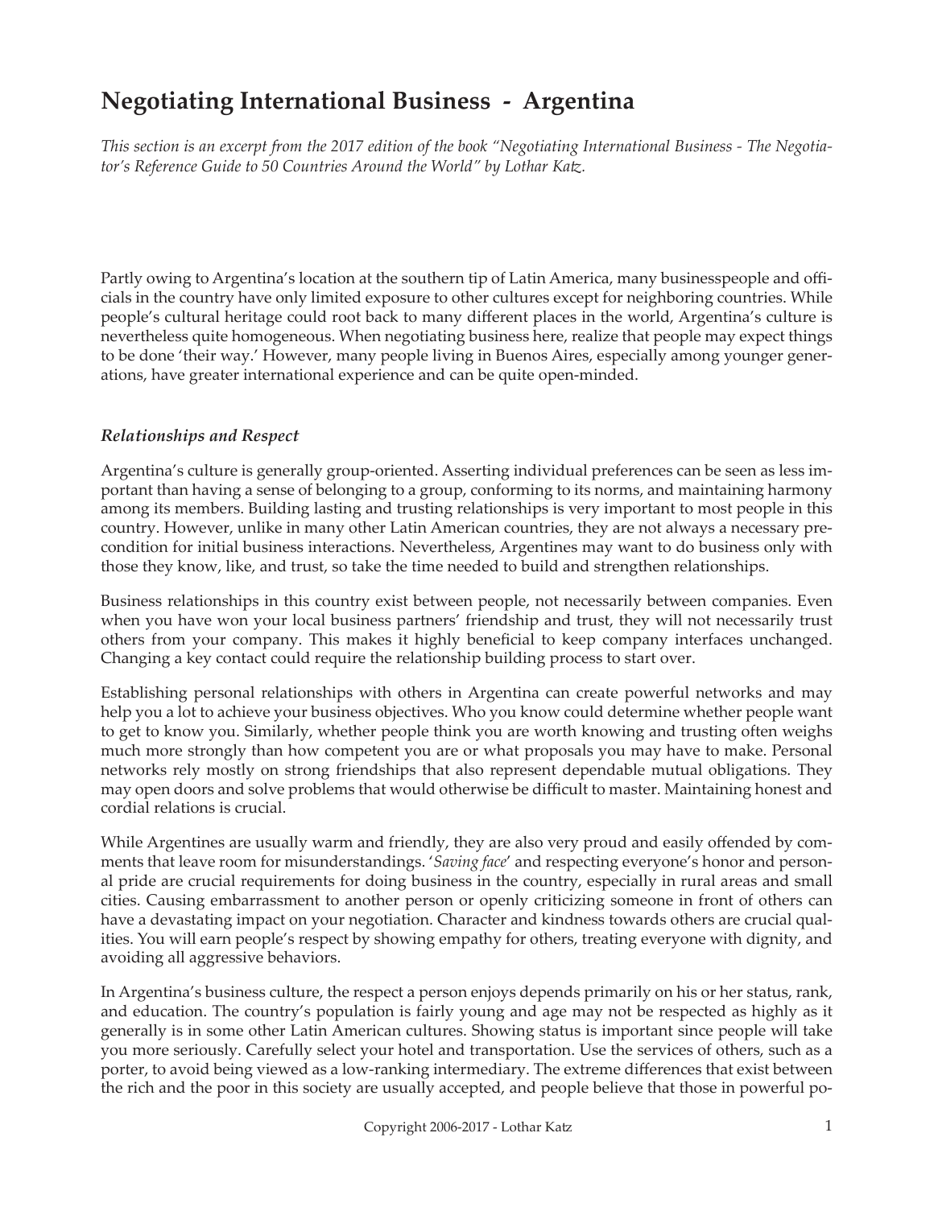# Negotiating International Business - Argentina

*This section is an excerpt from the 2017 edition of the book "Negotiating International Business - The Negotiator's Reference Guide to 50 Countries Around the World" by Lothar Katz.*

Partly owing to Argentina's location at the southern tip of Latin America, many businesspeople and officials in the country have only limited exposure to other cultures except for neighboring countries. While people's cultural heritage could root back to many different places in the world, Argentina's culture is nevertheless quite homogeneous. When negotiating business here, realize that people may expect things to be done 'their way.' However, many people living in Buenos Aires, especially among younger generations, have greater international experience and can be quite open-minded.

## *Relationships and Respect*

Argentina's culture is generally group-oriented. Asserting individual preferences can be seen as less important than having a sense of belonging to a group, conforming to its norms, and maintaining harmony among its members. Building lasting and trusting relationships is very important to most people in this country. However, unlike in many other Latin American countries, they are not always a necessary precondition for initial business interactions. Nevertheless, Argentines may want to do business only with those they know, like, and trust, so take the time needed to build and strengthen relationships.

Business relationships in this country exist between people, not necessarily between companies. Even when you have won your local business partners' friendship and trust, they will not necessarily trust others from your company. This makes it highly beneficial to keep company interfaces unchanged. Changing a key contact could require the relationship building process to start over.

Establishing personal relationships with others in Argentina can create powerful networks and may help you a lot to achieve your business objectives. Who you know could determine whether people want to get to know you. Similarly, whether people think you are worth knowing and trusting often weighs much more strongly than how competent you are or what proposals you may have to make. Personal networks rely mostly on strong friendships that also represent dependable mutual obligations. They may open doors and solve problems that would otherwise be difficult to master. Maintaining honest and cordial relations is crucial.

While Argentines are usually warm and friendly, they are also very proud and easily offended by comments that leave room for misunderstandings. '*Saving face*' and respecting everyone's honor and personal pride are crucial requirements for doing business in the country, especially in rural areas and small cities. Causing embarrassment to another person or openly criticizing someone in front of others can have a devastating impact on your negotiation. Character and kindness towards others are crucial qualities. You will earn people's respect by showing empathy for others, treating everyone with dignity, and avoiding all aggressive behaviors.

In Argentina's business culture, the respect a person enjoys depends primarily on his or her status, rank, and education. The country's population is fairly young and age may not be respected as highly as it generally is in some other Latin American cultures. Showing status is important since people will take you more seriously. Carefully select your hotel and transportation. Use the services of others, such as a porter, to avoid being viewed as a low-ranking intermediary. The extreme differences that exist between the rich and the poor in this society are usually accepted, and people believe that those in powerful po-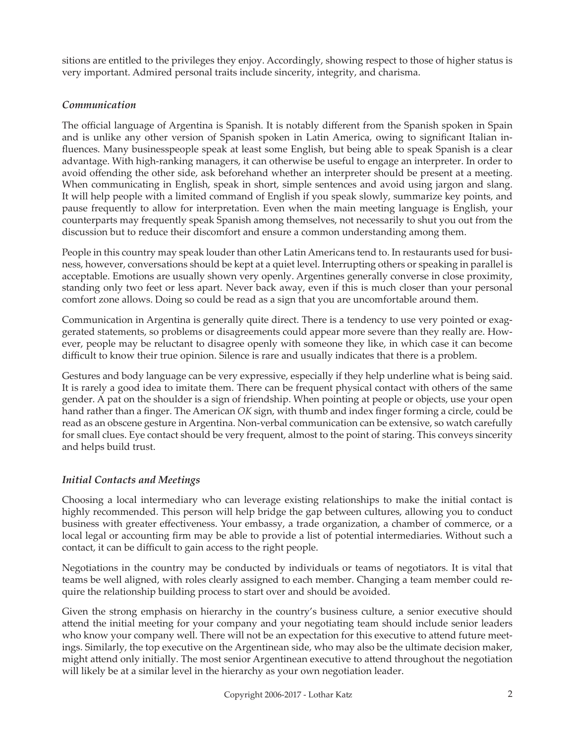sitions are entitled to the privileges they enjoy. Accordingly, showing respect to those of higher status is very important. Admired personal traits include sincerity, integrity, and charisma.

### *Communication*

The official language of Argentina is Spanish. It is notably different from the Spanish spoken in Spain and is unlike any other version of Spanish spoken in Latin America, owing to significant Italian influences. Many businesspeople speak at least some English, but being able to speak Spanish is a clear advantage. With high-ranking managers, it can otherwise be useful to engage an interpreter. In order to avoid offending the other side, ask beforehand whether an interpreter should be present at a meeting. When communicating in English, speak in short, simple sentences and avoid using jargon and slang. It will help people with a limited command of English if you speak slowly, summarize key points, and pause frequently to allow for interpretation. Even when the main meeting language is English, your counterparts may frequently speak Spanish among themselves, not necessarily to shut you out from the discussion but to reduce their discomfort and ensure a common understanding among them.

People in this country may speak louder than other Latin Americans tend to. In restaurants used for business, however, conversations should be kept at a quiet level. Interrupting others or speaking in parallel is acceptable. Emotions are usually shown very openly. Argentines generally converse in close proximity, standing only two feet or less apart. Never back away, even if this is much closer than your personal comfort zone allows. Doing so could be read as a sign that you are uncomfortable around them.

Communication in Argentina is generally quite direct. There is a tendency to use very pointed or exaggerated statements, so problems or disagreements could appear more severe than they really are. However, people may be reluctant to disagree openly with someone they like, in which case it can become difficult to know their true opinion. Silence is rare and usually indicates that there is a problem.

Gestures and body language can be very expressive, especially if they help underline what is being said. It is rarely a good idea to imitate them. There can be frequent physical contact with others of the same gender. A pat on the shoulder is a sign of friendship. When pointing at people or objects, use your open hand rather than a finger. The American *OK* sign, with thumb and index finger forming a circle, could be read as an obscene gesture in Argentina. Non-verbal communication can be extensive, so watch carefully for small clues. Eye contact should be very frequent, almost to the point of staring. This conveys sincerity and helps build trust.

### *Initial Contacts and Meetings*

Choosing a local intermediary who can leverage existing relationships to make the initial contact is highly recommended. This person will help bridge the gap between cultures, allowing you to conduct business with greater effectiveness. Your embassy, a trade organization, a chamber of commerce, or a local legal or accounting firm may be able to provide a list of potential intermediaries. Without such a contact, it can be difficult to gain access to the right people.

Negotiations in the country may be conducted by individuals or teams of negotiators. It is vital that teams be well aligned, with roles clearly assigned to each member. Changing a team member could require the relationship building process to start over and should be avoided.

Given the strong emphasis on hierarchy in the country's business culture, a senior executive should attend the initial meeting for your company and your negotiating team should include senior leaders who know your company well. There will not be an expectation for this executive to attend future meetings. Similarly, the top executive on the Argentinean side, who may also be the ultimate decision maker, might attend only initially. The most senior Argentinean executive to attend throughout the negotiation will likely be at a similar level in the hierarchy as your own negotiation leader.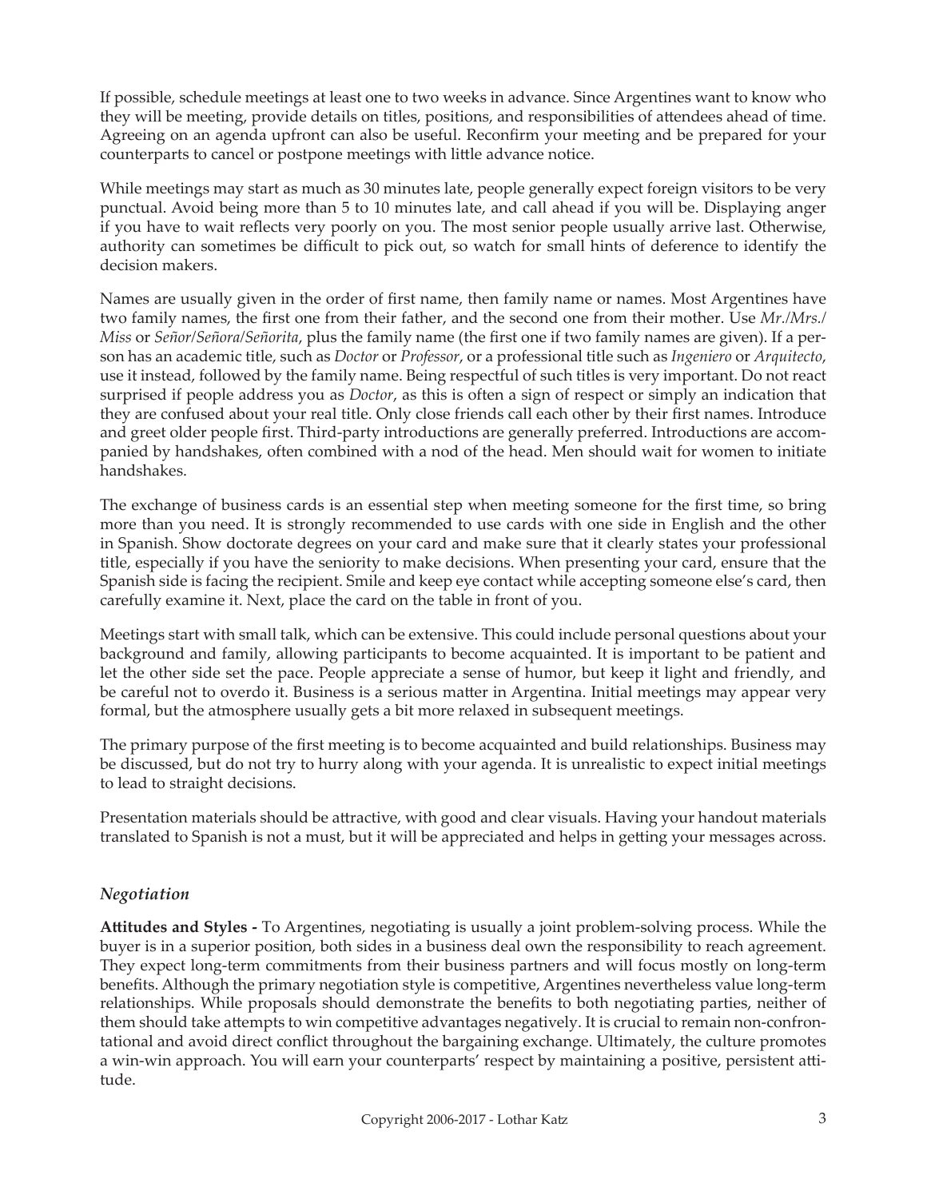If possible, schedule meetings at least one to two weeks in advance. Since Argentines want to know who they will be meeting, provide details on titles, positions, and responsibilities of attendees ahead of time. Agreeing on an agenda upfront can also be useful. Reconfirm your meeting and be prepared for your counterparts to cancel or postpone meetings with little advance notice.

While meetings may start as much as 30 minutes late, people generally expect foreign visitors to be very punctual. Avoid being more than 5 to 10 minutes late, and call ahead if you will be. Displaying anger if you have to wait reflects very poorly on you. The most senior people usually arrive last. Otherwise, authority can sometimes be difficult to pick out, so watch for small hints of deference to identify the decision makers.

Names are usually given in the order of first name, then family name or names. Most Argentines have two family names, the first one from their father, and the second one from their mother. Use *Mr./Mrs./Miss* or *Señor/Señora/Señorita*, plus the family name (the first one if two family names are given). If a person has an academic title, such as *Doctor* or *Professor*, or a professional title such as *Ingeniero* or *Arquitecto*, use it instead, followed by the family name. Being respectful of such titles is very important. Do not react surprised if people address you as *Doctor*, as this is often a sign of respect or simply an indication that they are confused about your real title. Only close friends call each other by their first names. Introduce and greet older people first. Third-party introductions are generally preferred. Introductions are accompanied by handshakes, often combined with a nod of the head. Men should wait for women to initiate handshakes.

The exchange of business cards is an essential step when meeting someone for the first time, so bring more than you need. It is strongly recommended to use cards with one side in English and the other in Spanish. Show doctorate degrees on your card and make sure that it clearly states your professional title, especially if you have the seniority to make decisions. When presenting your card, ensure that the Spanish side is facing the recipient. Smile and keep eye contact while accepting someone else's card, then carefully examine it. Next, place the card on the table in front of you.

Meetings start with small talk, which can be extensive. This could include personal questions about your background and family, allowing participants to become acquainted. It is important to be patient and let the other side set the pace. People appreciate a sense of humor, but keep it light and friendly, and be careful not to overdo it. Business is a serious matter in Argentina. Initial meetings may appear very formal, but the atmosphere usually gets a bit more relaxed in subsequent meetings.

The primary purpose of the first meeting is to become acquainted and build relationships. Business may be discussed, but do not try to hurry along with your agenda. It is unrealistic to expect initial meetings to lead to straight decisions.

Presentation materials should be attractive, with good and clear visuals. Having your handout materials translated to Spanish is not a must, but it will be appreciated and helps in getting your messages across.

### *Negotiation*

**Attitudes and Styles -** To Argentines, negotiating is usually a joint problem-solving process. While the buyer is in a superior position, both sides in a business deal own the responsibility to reach agreement. They expect long-term commitments from their business partners and will focus mostly on long-term benefits. Although the primary negotiation style is competitive, Argentines nevertheless value long-term relationships. While proposals should demonstrate the benefits to both negotiating parties, neither of them should take attempts to win competitive advantages negatively. It is crucial to remain non-confrontational and avoid direct conflict throughout the bargaining exchange. Ultimately, the culture promotes a win-win approach. You will earn your counterparts' respect by maintaining a positive, persistent attitude.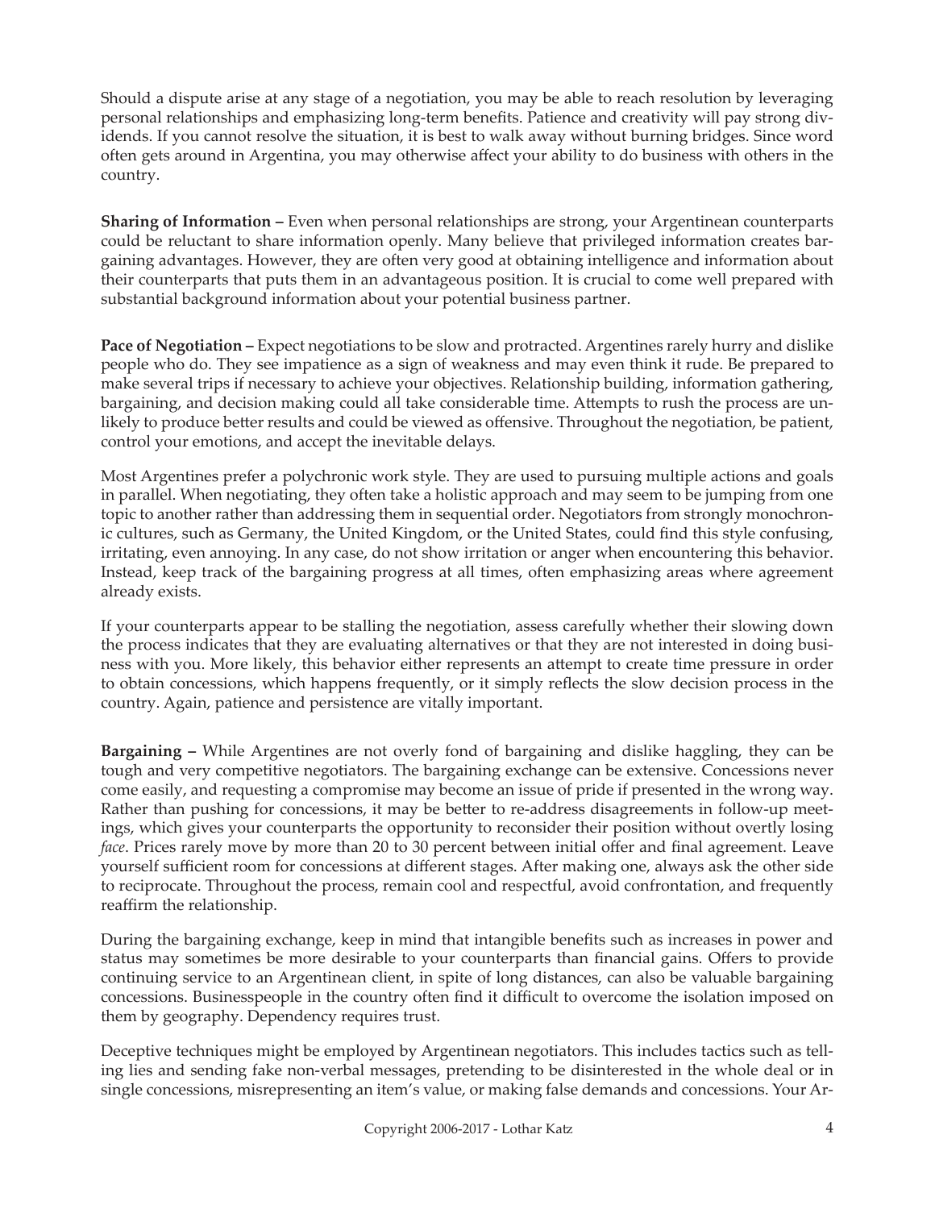Should a dispute arise at any stage of a negotiation, you may be able to reach resolution by leveraging personal relationships and emphasizing long-term benefits. Patience and creativity will pay strong dividends. If you cannot resolve the situation, it is best to walk away without burning bridges. Since word often gets around in Argentina, you may otherwise affect your ability to do business with others in the country.

**Sharing of Information –** Even when personal relationships are strong, your Argentinean counterparts could be reluctant to share information openly. Many believe that privileged information creates bargaining advantages. However, they are often very good at obtaining intelligence and information about their counterparts that puts them in an advantageous position. It is crucial to come well prepared with substantial background information about your potential business partner.

**Pace of Negotiation –** Expect negotiations to be slow and protracted. Argentines rarely hurry and dislike people who do. They see impatience as a sign of weakness and may even think it rude. Be prepared to make several trips if necessary to achieve your objectives. Relationship building, information gathering, bargaining, and decision making could all take considerable time. Attempts to rush the process are unlikely to produce better results and could be viewed as offensive. Throughout the negotiation, be patient, control your emotions, and accept the inevitable delays.

Most Argentines prefer a polychronic work style. They are used to pursuing multiple actions and goals in parallel. When negotiating, they often take a holistic approach and may seem to be jumping from one topic to another rather than addressing them in sequential order. Negotiators from strongly monochronic cultures, such as Germany, the United Kingdom, or the United States, could find this style confusing, irritating, even annoying. In any case, do not show irritation or anger when encountering this behavior. Instead, keep track of the bargaining progress at all times, often emphasizing areas where agreement already exists.

If your counterparts appear to be stalling the negotiation, assess carefully whether their slowing down the process indicates that they are evaluating alternatives or that they are not interested in doing business with you. More likely, this behavior either represents an attempt to create time pressure in order to obtain concessions, which happens frequently, or it simply reflects the slow decision process in the country. Again, patience and persistence are vitally important.

**Bargaining –** While Argentines are not overly fond of bargaining and dislike haggling, they can be tough and very competitive negotiators. The bargaining exchange can be extensive. Concessions never come easily, and requesting a compromise may become an issue of pride if presented in the wrong way. Rather than pushing for concessions, it may be better to re-address disagreements in follow-up meetings, which gives your counterparts the opportunity to reconsider their position without overtly losing *face*. Prices rarely move by more than 20 to 30 percent between initial offer and final agreement. Leave yourself sufficient room for concessions at different stages. After making one, always ask the other side to reciprocate. Throughout the process, remain cool and respectful, avoid confrontation, and frequently reaffirm the relationship.

During the bargaining exchange, keep in mind that intangible benefits such as increases in power and status may sometimes be more desirable to your counterparts than financial gains. Offers to provide continuing service to an Argentinean client, in spite of long distances, can also be valuable bargaining concessions. Businesspeople in the country often find it difficult to overcome the isolation imposed on them by geography. Dependency requires trust.

Deceptive techniques might be employed by Argentinean negotiators. This includes tactics such as telling lies and sending fake non-verbal messages, pretending to be disinterested in the whole deal or in single concessions, misrepresenting an item's value, or making false demands and concessions. Your Ar-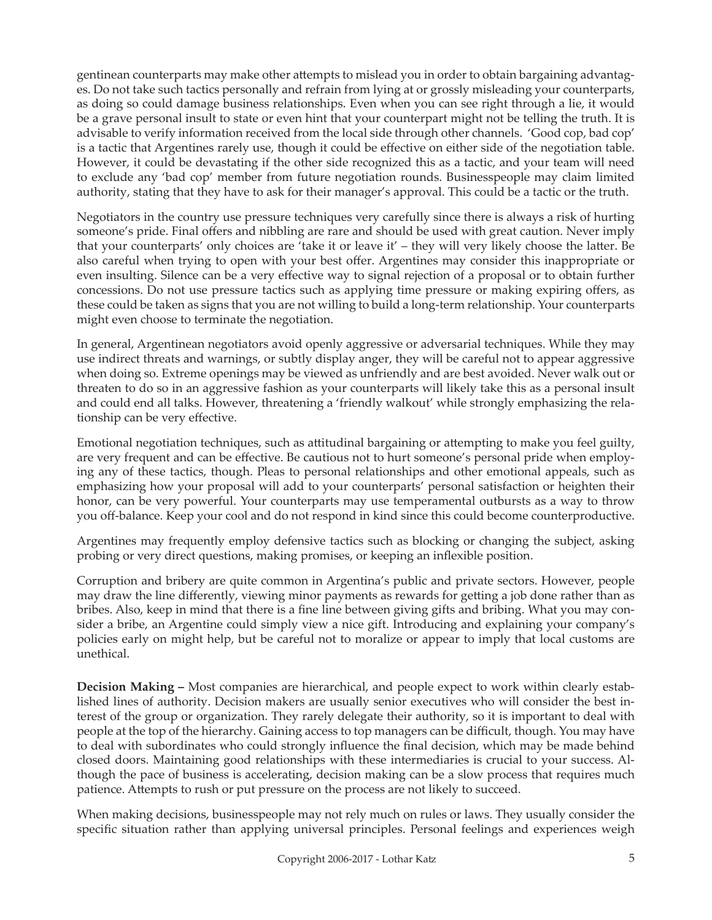gentinean counterparts may make other attempts to mislead you in order to obtain bargaining advantages. Do not take such tactics personally and refrain from lying at or grossly misleading your counterparts, as doing so could damage business relationships. Even when you can see right through a lie, it would be a grave personal insult to state or even hint that your counterpart might not be telling the truth. It is advisable to verify information received from the local side through other channels. 'Good cop, bad cop' is a tactic that Argentines rarely use, though it could be effective on either side of the negotiation table. However, it could be devastating if the other side recognized this as a tactic, and your team will need to exclude any 'bad cop' member from future negotiation rounds. Businesspeople may claim limited authority, stating that they have to ask for their manager's approval. This could be a tactic or the truth.

Negotiators in the country use pressure techniques very carefully since there is always a risk of hurting someone's pride. Final offers and nibbling are rare and should be used with great caution. Never imply that your counterparts' only choices are 'take it or leave it' – they will very likely choose the latter. Be also careful when trying to open with your best offer. Argentines may consider this inappropriate or even insulting. Silence can be a very effective way to signal rejection of a proposal or to obtain further concessions. Do not use pressure tactics such as applying time pressure or making expiring offers, as these could be taken as signs that you are not willing to build a long-term relationship. Your counterparts might even choose to terminate the negotiation.

In general, Argentinean negotiators avoid openly aggressive or adversarial techniques. While they may use indirect threats and warnings, or subtly display anger, they will be careful not to appear aggressive when doing so. Extreme openings may be viewed as unfriendly and are best avoided. Never walk out or threaten to do so in an aggressive fashion as your counterparts will likely take this as a personal insult and could end all talks. However, threatening a 'friendly walkout' while strongly emphasizing the relationship can be very effective.

Emotional negotiation techniques, such as attitudinal bargaining or attempting to make you feel guilty, are very frequent and can be effective. Be cautious not to hurt someone's personal pride when employing any of these tactics, though. Pleas to personal relationships and other emotional appeals, such as emphasizing how your proposal will add to your counterparts' personal satisfaction or heighten their honor, can be very powerful. Your counterparts may use temperamental outbursts as a way to throw you off-balance. Keep your cool and do not respond in kind since this could become counterproductive.

Argentines may frequently employ defensive tactics such as blocking or changing the subject, asking probing or very direct questions, making promises, or keeping an inflexible position.

Corruption and bribery are quite common in Argentina's public and private sectors. However, people may draw the line differently, viewing minor payments as rewards for getting a job done rather than as bribes. Also, keep in mind that there is a fine line between giving gifts and bribing. What you may consider a bribe, an Argentine could simply view a nice gift. Introducing and explaining your company's policies early on might help, but be careful not to moralize or appear to imply that local customs are unethical.

**Decision Making –** Most companies are hierarchical, and people expect to work within clearly established lines of authority. Decision makers are usually senior executives who will consider the best interest of the group or organization. They rarely delegate their authority, so it is important to deal with people at the top of the hierarchy. Gaining access to top managers can be difficult, though. You may have to deal with subordinates who could strongly influence the final decision, which may be made behind closed doors. Maintaining good relationships with these intermediaries is crucial to your success. Although the pace of business is accelerating, decision making can be a slow process that requires much patience. Attempts to rush or put pressure on the process are not likely to succeed.

When making decisions, businesspeople may not rely much on rules or laws. They usually consider the specific situation rather than applying universal principles. Personal feelings and experiences weigh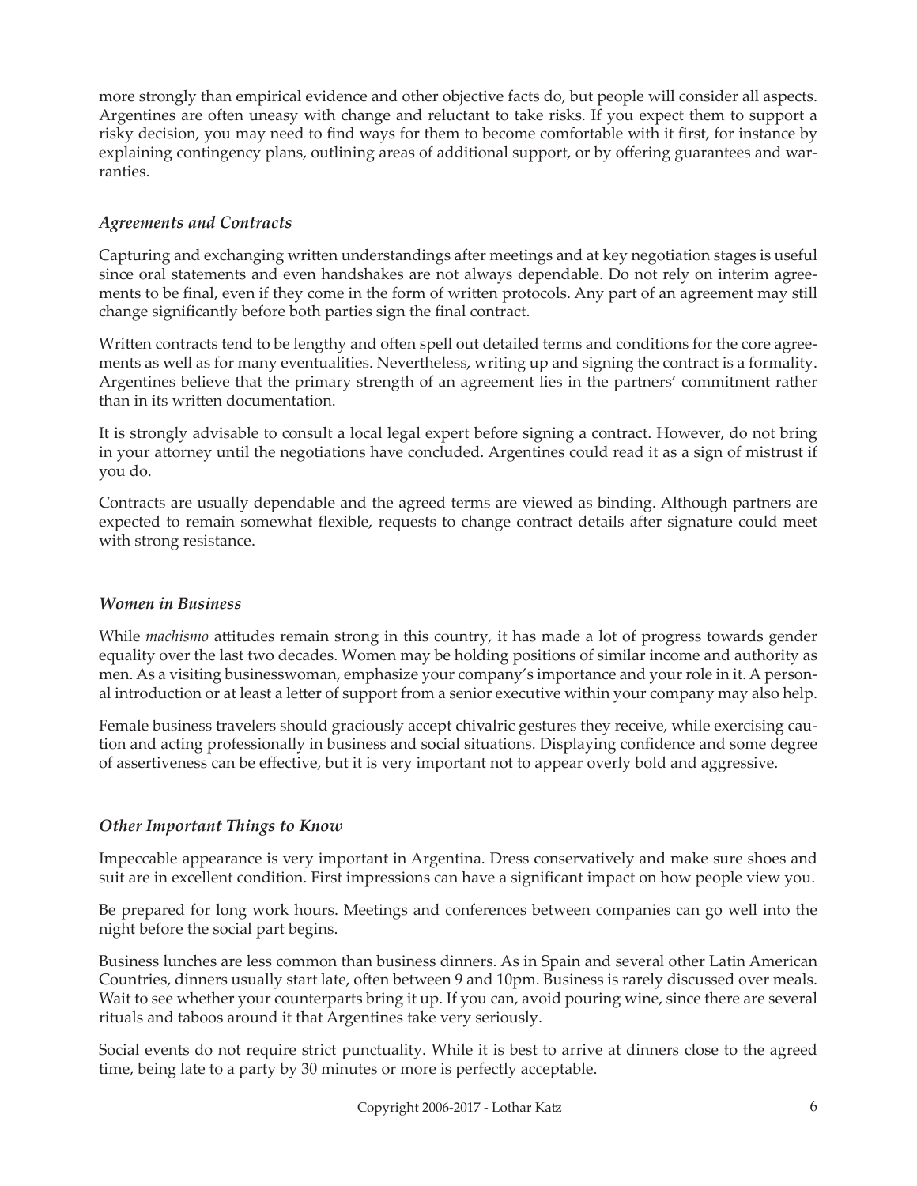more strongly than empirical evidence and other objective facts do, but people will consider all aspects. Argentines are often uneasy with change and reluctant to take risks. If you expect them to support a risky decision, you may need to find ways for them to become comfortable with it first, for instance by explaining contingency plans, outlining areas of additional support, or by offering guarantees and warranties.

### *Agreements and Contracts*

Capturing and exchanging written understandings after meetings and at key negotiation stages is useful since oral statements and even handshakes are not always dependable. Do not rely on interim agreements to be final, even if they come in the form of written protocols. Any part of an agreement may still change significantly before both parties sign the final contract.

Written contracts tend to be lengthy and often spell out detailed terms and conditions for the core agreements as well as for many eventualities. Nevertheless, writing up and signing the contract is a formality. Argentines believe that the primary strength of an agreement lies in the partners' commitment rather than in its written documentation.

It is strongly advisable to consult a local legal expert before signing a contract. However, do not bring in your attorney until the negotiations have concluded. Argentines could read it as a sign of mistrust if you do.

Contracts are usually dependable and the agreed terms are viewed as binding. Although partners are expected to remain somewhat flexible, requests to change contract details after signature could meet with strong resistance.

### *Women in Business*

While *machismo* attitudes remain strong in this country, it has made a lot of progress towards gender equality over the last two decades. Women may be holding positions of similar income and authority as men. As a visiting businesswoman, emphasize your company's importance and your role in it. A personal introduction or at least a letter of support from a senior executive within your company may also help.

Female business travelers should graciously accept chivalric gestures they receive, while exercising caution and acting professionally in business and social situations. Displaying confidence and some degree of assertiveness can be effective, but it is very important not to appear overly bold and aggressive.

### *Other Important Things to Know*

Impeccable appearance is very important in Argentina. Dress conservatively and make sure shoes and suit are in excellent condition. First impressions can have a significant impact on how people view you.

Be prepared for long work hours. Meetings and conferences between companies can go well into the night before the social part begins.

Business lunches are less common than business dinners. As in Spain and several other Latin American Countries, dinners usually start late, often between 9 and 10pm. Business is rarely discussed over meals. Wait to see whether your counterparts bring it up. If you can, avoid pouring wine, since there are several rituals and taboos around it that Argentines take very seriously.

Social events do not require strict punctuality. While it is best to arrive at dinners close to the agreed time, being late to a party by 30 minutes or more is perfectly acceptable.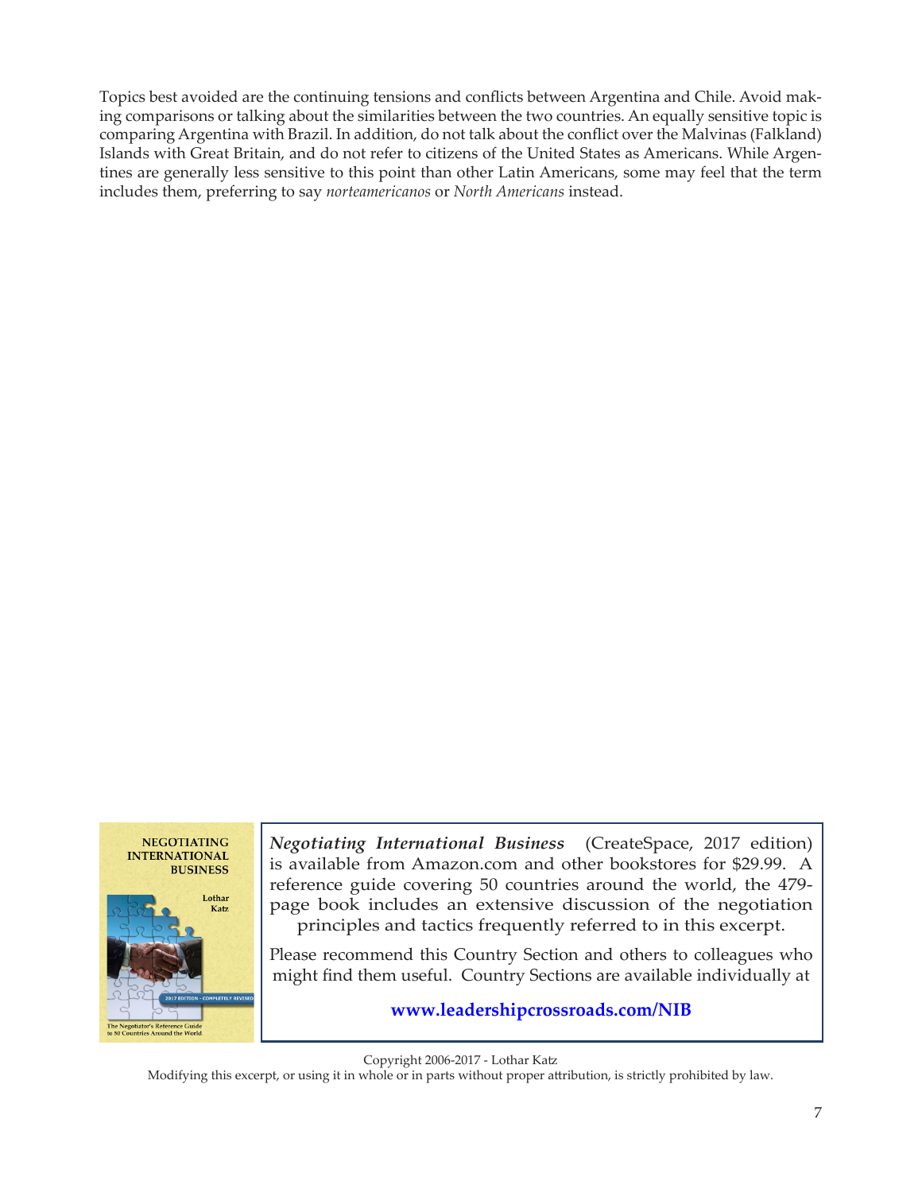Topics best avoided are the continuing tensions and conflicts between Argentina and Chile. Avoid making comparisons or talking about the similarities between the two countries. An equally sensitive topic is comparing Argentina with Brazil. In addition, do not talk about the conflict over the Malvinas (Falkland) Islands with Great Britain, and do not refer to citizens of the United States as Americans. While Argentines are generally less sensitive to this point than other Latin Americans, some may feel that the term includes them, preferring to say *norteamericanos* or *North Americans* instead.

NEGOTIATING INTERNATIONAL BUSINESS

Lothar Katz

2017 EDITION - COMPLETELY REVISED

The Negotiator's Reference Guide to 50 Countries Around the World

***Negotiating International Business*** (CreateSpace, 2017 edition) is available from Amazon.com and other bookstores for $29.99. A reference guide covering 50 countries around the world, the 479-page book includes an extensive discussion of the negotiation principles and tactics frequently referred to in this excerpt.

Please recommend this Country Section and others to colleagues who might find them useful. Country Sections are available individually at

**www.leadershipcrossroads.com/NIB**

Copyright 2006-2017 - Lothar Katz

Modifying this excerpt, or using it in whole or in parts without proper attribution, is strictly prohibited by law.